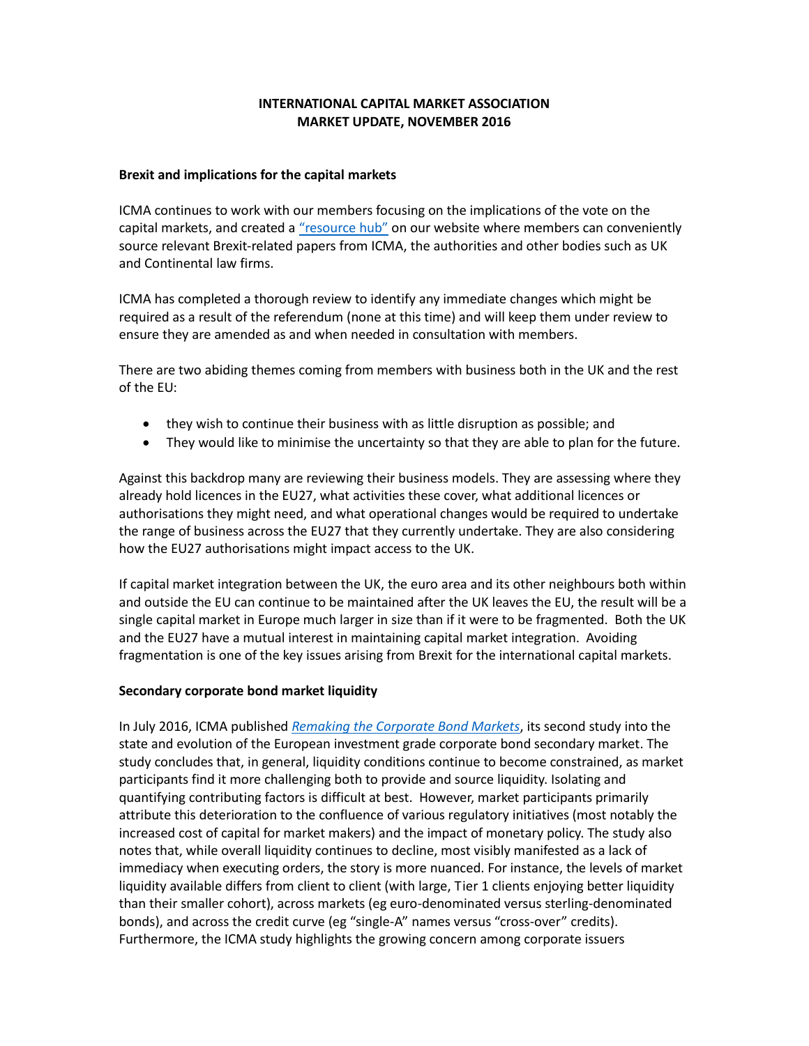# INTERNATIONAL CAPITAL MARKET ASSOCIATION
# MARKET UPDATE, NOVEMBER 2016

## Brexit and implications for the capital markets

ICMA continues to work with our members focusing on the implications of the vote on the capital markets, and created a "resource hub" on our website where members can conveniently source relevant Brexit-related papers from ICMA, the authorities and other bodies such as UK and Continental law firms.

ICMA has completed a thorough review to identify any immediate changes which might be required as a result of the referendum (none at this time) and will keep them under review to ensure they are amended as and when needed in consultation with members.

There are two abiding themes coming from members with business both in the UK and the rest of the EU:

- they wish to continue their business with as little disruption as possible; and
- They would like to minimise the uncertainty so that they are able to plan for the future.

Against this backdrop many are reviewing their business models. They are assessing where they already hold licences in the EU27, what activities these cover, what additional licences or authorisations they might need, and what operational changes would be required to undertake the range of business across the EU27 that they currently undertake. They are also considering how the EU27 authorisations might impact access to the UK.

If capital market integration between the UK, the euro area and its other neighbours both within and outside the EU can continue to be maintained after the UK leaves the EU, the result will be a single capital market in Europe much larger in size than if it were to be fragmented. Both the UK and the EU27 have a mutual interest in maintaining capital market integration. Avoiding fragmentation is one of the key issues arising from Brexit for the international capital markets.

## Secondary corporate bond market liquidity

In July 2016, ICMA published *Remaking the Corporate Bond Markets*, its second study into the state and evolution of the European investment grade corporate bond secondary market. The study concludes that, in general, liquidity conditions continue to become constrained, as market participants find it more challenging both to provide and source liquidity. Isolating and quantifying contributing factors is difficult at best. However, market participants primarily attribute this deterioration to the confluence of various regulatory initiatives (most notably the increased cost of capital for market makers) and the impact of monetary policy. The study also notes that, while overall liquidity continues to decline, most visibly manifested as a lack of immediacy when executing orders, the story is more nuanced. For instance, the levels of market liquidity available differs from client to client (with large, Tier 1 clients enjoying better liquidity than their smaller cohort), across markets (eg euro-denominated versus sterling-denominated bonds), and across the credit curve (eg "single-A" names versus "cross-over" credits). Furthermore, the ICMA study highlights the growing concern among corporate issuers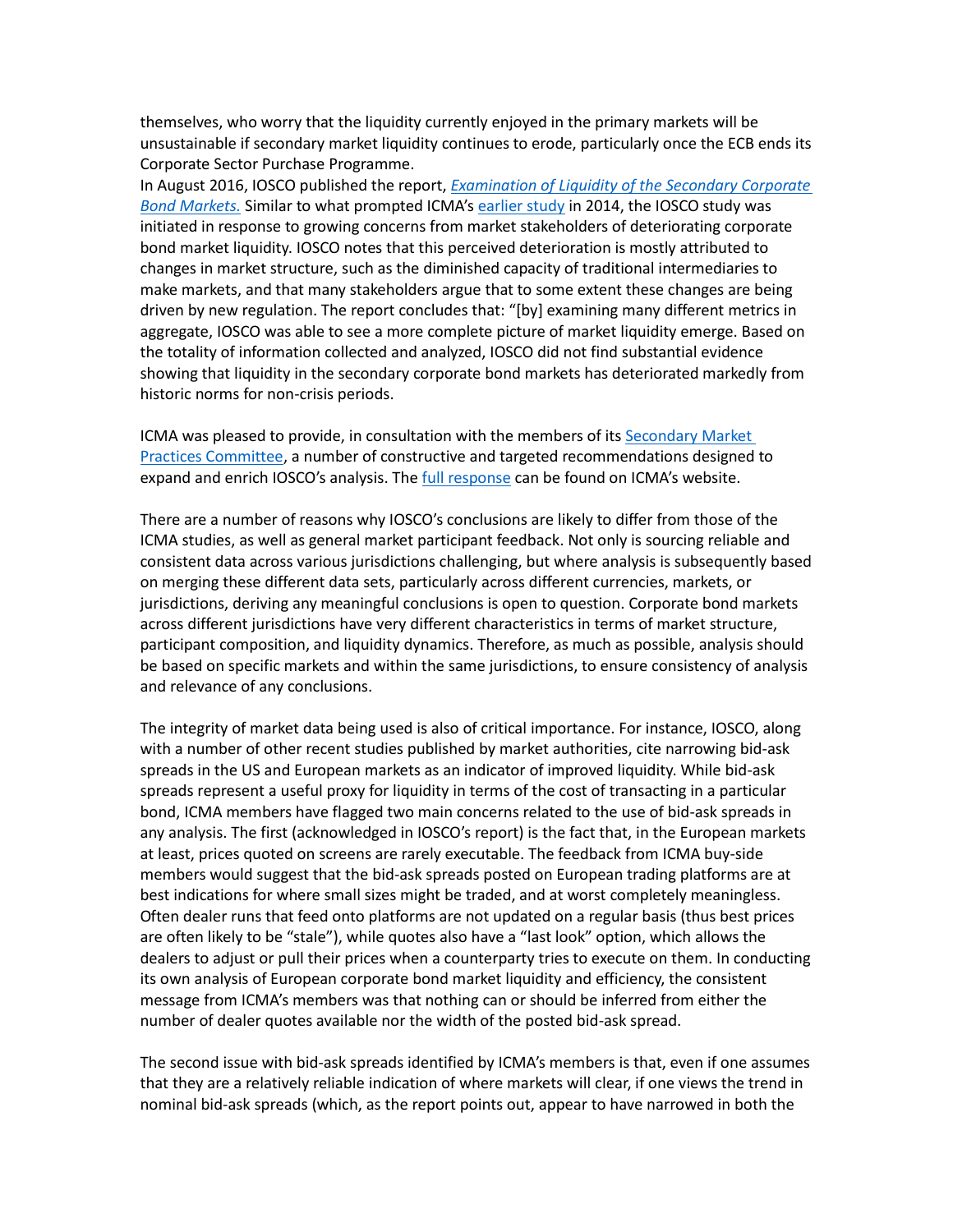themselves, who worry that the liquidity currently enjoyed in the primary markets will be unsustainable if secondary market liquidity continues to erode, particularly once the ECB ends its Corporate Sector Purchase Programme.

In August 2016, IOSCO published the report, [*Examination of Liquidity of the Secondary Corporate Bond Markets.*]() Similar to what prompted ICMA's [earlier study]() in 2014, the IOSCO study was initiated in response to growing concerns from market stakeholders of deteriorating corporate bond market liquidity. IOSCO notes that this perceived deterioration is mostly attributed to changes in market structure, such as the diminished capacity of traditional intermediaries to make markets, and that many stakeholders argue that to some extent these changes are being driven by new regulation. The report concludes that: "[by] examining many different metrics in aggregate, IOSCO was able to see a more complete picture of market liquidity emerge. Based on the totality of information collected and analyzed, IOSCO did not find substantial evidence showing that liquidity in the secondary corporate bond markets has deteriorated markedly from historic norms for non-crisis periods.

ICMA was pleased to provide, in consultation with the members of its [Secondary Market Practices Committee](), a number of constructive and targeted recommendations designed to expand and enrich IOSCO's analysis. The [full response]() can be found on ICMA's website.

There are a number of reasons why IOSCO's conclusions are likely to differ from those of the ICMA studies, as well as general market participant feedback. Not only is sourcing reliable and consistent data across various jurisdictions challenging, but where analysis is subsequently based on merging these different data sets, particularly across different currencies, markets, or jurisdictions, deriving any meaningful conclusions is open to question. Corporate bond markets across different jurisdictions have very different characteristics in terms of market structure, participant composition, and liquidity dynamics. Therefore, as much as possible, analysis should be based on specific markets and within the same jurisdictions, to ensure consistency of analysis and relevance of any conclusions.

The integrity of market data being used is also of critical importance. For instance, IOSCO, along with a number of other recent studies published by market authorities, cite narrowing bid-ask spreads in the US and European markets as an indicator of improved liquidity. While bid-ask spreads represent a useful proxy for liquidity in terms of the cost of transacting in a particular bond, ICMA members have flagged two main concerns related to the use of bid-ask spreads in any analysis. The first (acknowledged in IOSCO's report) is the fact that, in the European markets at least, prices quoted on screens are rarely executable. The feedback from ICMA buy-side members would suggest that the bid-ask spreads posted on European trading platforms are at best indications for where small sizes might be traded, and at worst completely meaningless. Often dealer runs that feed onto platforms are not updated on a regular basis (thus best prices are often likely to be "stale"), while quotes also have a "last look" option, which allows the dealers to adjust or pull their prices when a counterparty tries to execute on them. In conducting its own analysis of European corporate bond market liquidity and efficiency, the consistent message from ICMA's members was that nothing can or should be inferred from either the number of dealer quotes available nor the width of the posted bid-ask spread.

The second issue with bid-ask spreads identified by ICMA's members is that, even if one assumes that they are a relatively reliable indication of where markets will clear, if one views the trend in nominal bid-ask spreads (which, as the report points out, appear to have narrowed in both the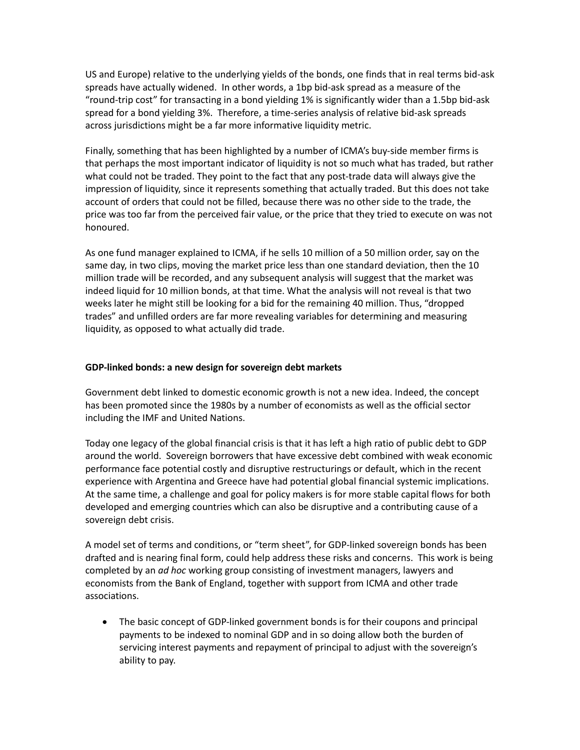US and Europe) relative to the underlying yields of the bonds, one finds that in real terms bid-ask spreads have actually widened. In other words, a 1bp bid-ask spread as a measure of the "round-trip cost" for transacting in a bond yielding 1% is significantly wider than a 1.5bp bid-ask spread for a bond yielding 3%. Therefore, a time-series analysis of relative bid-ask spreads across jurisdictions might be a far more informative liquidity metric.

Finally, something that has been highlighted by a number of ICMA's buy-side member firms is that perhaps the most important indicator of liquidity is not so much what has traded, but rather what could not be traded. They point to the fact that any post-trade data will always give the impression of liquidity, since it represents something that actually traded. But this does not take account of orders that could not be filled, because there was no other side to the trade, the price was too far from the perceived fair value, or the price that they tried to execute on was not honoured.

As one fund manager explained to ICMA, if he sells 10 million of a 50 million order, say on the same day, in two clips, moving the market price less than one standard deviation, then the 10 million trade will be recorded, and any subsequent analysis will suggest that the market was indeed liquid for 10 million bonds, at that time. What the analysis will not reveal is that two weeks later he might still be looking for a bid for the remaining 40 million. Thus, "dropped trades" and unfilled orders are far more revealing variables for determining and measuring liquidity, as opposed to what actually did trade.

**GDP-linked bonds: a new design for sovereign debt markets**

Government debt linked to domestic economic growth is not a new idea. Indeed, the concept has been promoted since the 1980s by a number of economists as well as the official sector including the IMF and United Nations.

Today one legacy of the global financial crisis is that it has left a high ratio of public debt to GDP around the world. Sovereign borrowers that have excessive debt combined with weak economic performance face potential costly and disruptive restructurings or default, which in the recent experience with Argentina and Greece have had potential global financial systemic implications. At the same time, a challenge and goal for policy makers is for more stable capital flows for both developed and emerging countries which can also be disruptive and a contributing cause of a sovereign debt crisis.

A model set of terms and conditions, or "term sheet", for GDP-linked sovereign bonds has been drafted and is nearing final form, could help address these risks and concerns. This work is being completed by an *ad hoc* working group consisting of investment managers, lawyers and economists from the Bank of England, together with support from ICMA and other trade associations.

- The basic concept of GDP-linked government bonds is for their coupons and principal payments to be indexed to nominal GDP and in so doing allow both the burden of servicing interest payments and repayment of principal to adjust with the sovereign's ability to pay.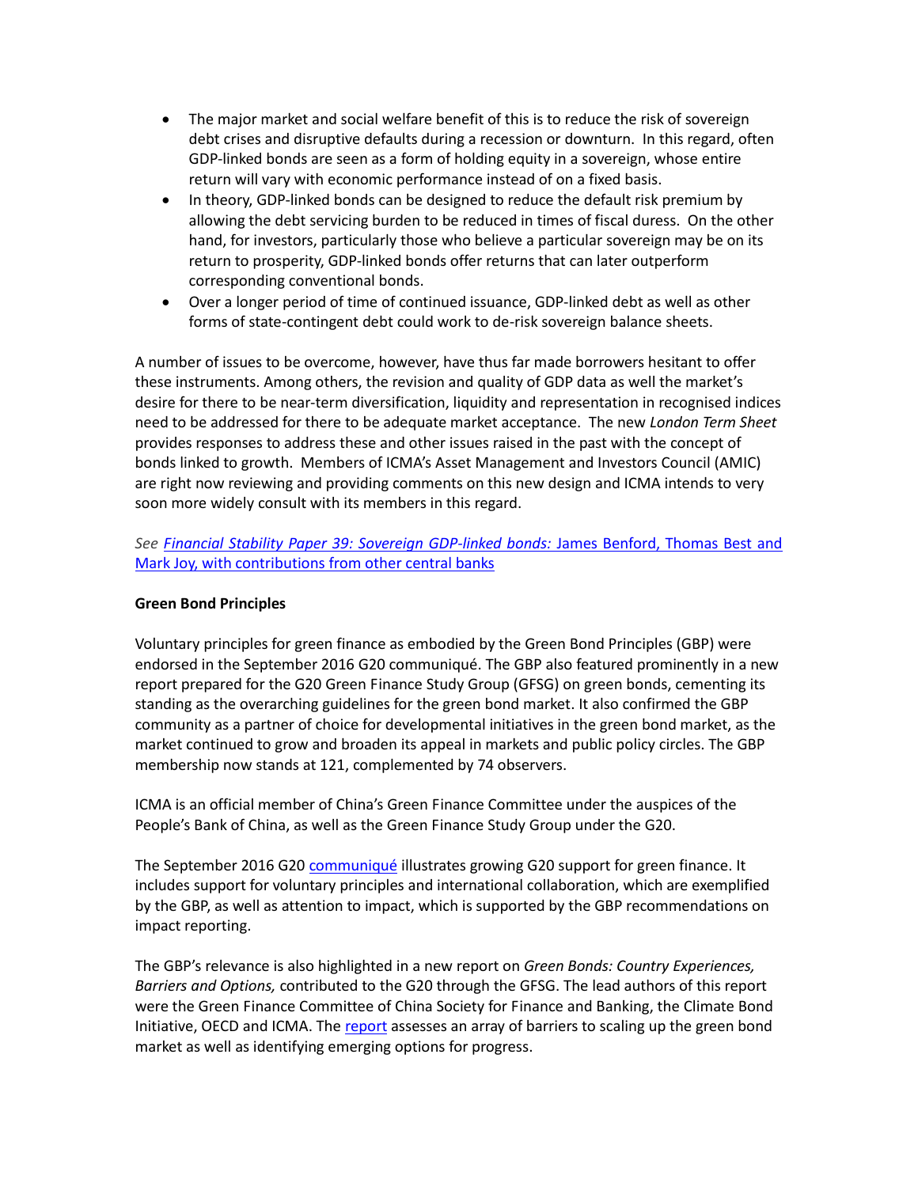- The major market and social welfare benefit of this is to reduce the risk of sovereign debt crises and disruptive defaults during a recession or downturn. In this regard, often GDP-linked bonds are seen as a form of holding equity in a sovereign, whose entire return will vary with economic performance instead of on a fixed basis.
- In theory, GDP-linked bonds can be designed to reduce the default risk premium by allowing the debt servicing burden to be reduced in times of fiscal duress. On the other hand, for investors, particularly those who believe a particular sovereign may be on its return to prosperity, GDP-linked bonds offer returns that can later outperform corresponding conventional bonds.
- Over a longer period of time of continued issuance, GDP-linked debt as well as other forms of state-contingent debt could work to de-risk sovereign balance sheets.

A number of issues to be overcome, however, have thus far made borrowers hesitant to offer these instruments. Among others, the revision and quality of GDP data as well the market's desire for there to be near-term diversification, liquidity and representation in recognised indices need to be addressed for there to be adequate market acceptance. The new *London Term Sheet* provides responses to address these and other issues raised in the past with the concept of bonds linked to growth. Members of ICMA's Asset Management and Investors Council (AMIC) are right now reviewing and providing comments on this new design and ICMA intends to very soon more widely consult with its members in this regard.

*See* [*Financial Stability Paper 39: Sovereign GDP-linked bonds:* James Benford, Thomas Best and Mark Joy, with contributions from other central banks]()

**Green Bond Principles**

Voluntary principles for green finance as embodied by the Green Bond Principles (GBP) were endorsed in the September 2016 G20 communiqué. The GBP also featured prominently in a new report prepared for the G20 Green Finance Study Group (GFSG) on green bonds, cementing its standing as the overarching guidelines for the green bond market. It also confirmed the GBP community as a partner of choice for developmental initiatives in the green bond market, as the market continued to grow and broaden its appeal in markets and public policy circles. The GBP membership now stands at 121, complemented by 74 observers.

ICMA is an official member of China's Green Finance Committee under the auspices of the People's Bank of China, as well as the Green Finance Study Group under the G20.

The September 2016 G20 [communiqué]() illustrates growing G20 support for green finance. It includes support for voluntary principles and international collaboration, which are exemplified by the GBP, as well as attention to impact, which is supported by the GBP recommendations on impact reporting.

The GBP's relevance is also highlighted in a new report on *Green Bonds: Country Experiences, Barriers and Options,* contributed to the G20 through the GFSG. The lead authors of this report were the Green Finance Committee of China Society for Finance and Banking, the Climate Bond Initiative, OECD and ICMA. The [report]() assesses an array of barriers to scaling up the green bond market as well as identifying emerging options for progress.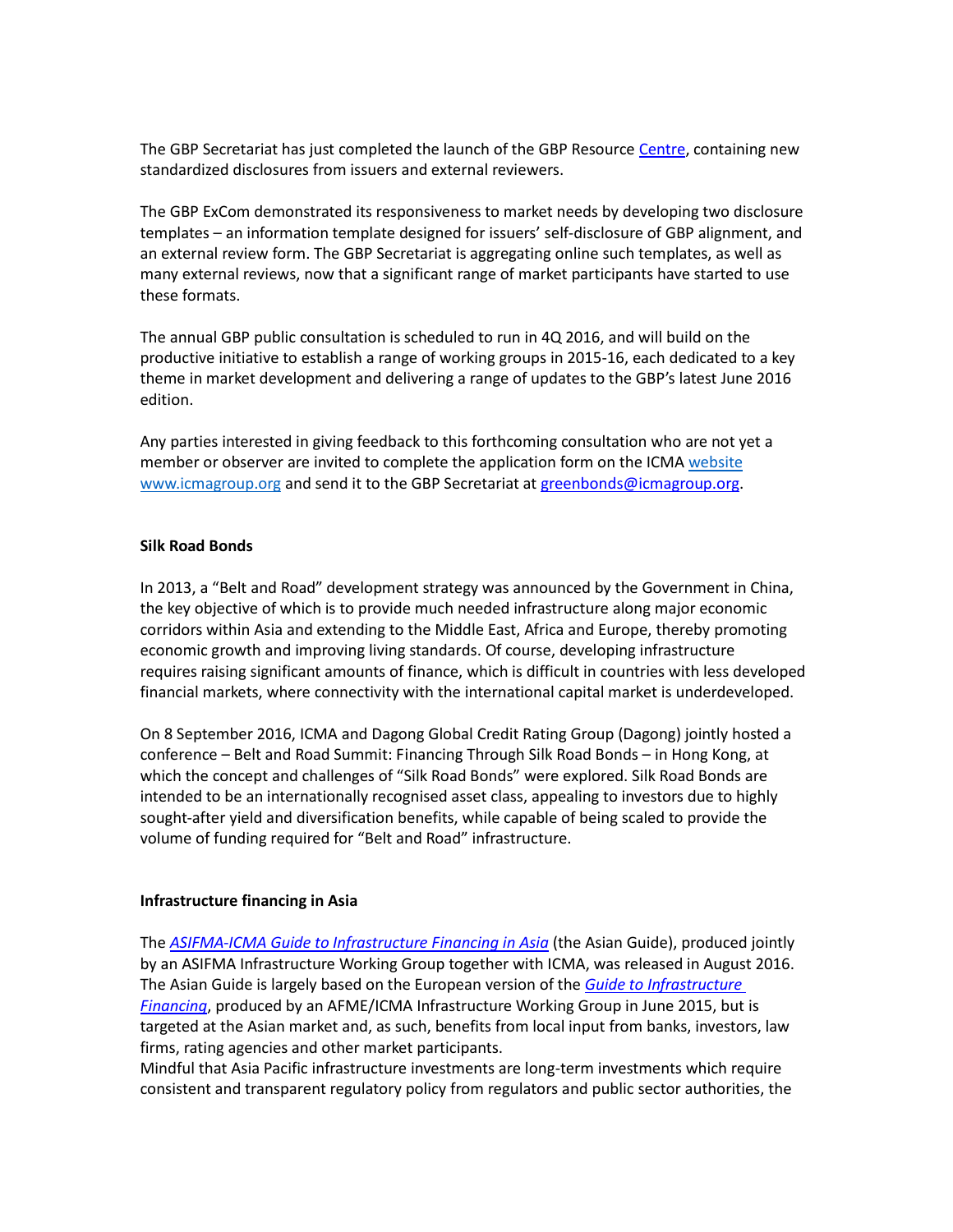The GBP Secretariat has just completed the launch of the GBP Resource Centre, containing new standardized disclosures from issuers and external reviewers.

The GBP ExCom demonstrated its responsiveness to market needs by developing two disclosure templates – an information template designed for issuers' self-disclosure of GBP alignment, and an external review form. The GBP Secretariat is aggregating online such templates, as well as many external reviews, now that a significant range of market participants have started to use these formats.

The annual GBP public consultation is scheduled to run in 4Q 2016, and will build on the productive initiative to establish a range of working groups in 2015-16, each dedicated to a key theme in market development and delivering a range of updates to the GBP's latest June 2016 edition.

Any parties interested in giving feedback to this forthcoming consultation who are not yet a member or observer are invited to complete the application form on the ICMA website www.icmagroup.org and send it to the GBP Secretariat at greenbonds@icmagroup.org.

**Silk Road Bonds**

In 2013, a "Belt and Road" development strategy was announced by the Government in China, the key objective of which is to provide much needed infrastructure along major economic corridors within Asia and extending to the Middle East, Africa and Europe, thereby promoting economic growth and improving living standards. Of course, developing infrastructure requires raising significant amounts of finance, which is difficult in countries with less developed financial markets, where connectivity with the international capital market is underdeveloped.

On 8 September 2016, ICMA and Dagong Global Credit Rating Group (Dagong) jointly hosted a conference – Belt and Road Summit: Financing Through Silk Road Bonds – in Hong Kong, at which the concept and challenges of "Silk Road Bonds" were explored. Silk Road Bonds are intended to be an internationally recognised asset class, appealing to investors due to highly sought-after yield and diversification benefits, while capable of being scaled to provide the volume of funding required for "Belt and Road" infrastructure.

**Infrastructure financing in Asia**

The *ASIFMA-ICMA Guide to Infrastructure Financing in Asia* (the Asian Guide), produced jointly by an ASIFMA Infrastructure Working Group together with ICMA, was released in August 2016. The Asian Guide is largely based on the European version of the *Guide to Infrastructure Financing*, produced by an AFME/ICMA Infrastructure Working Group in June 2015, but is targeted at the Asian market and, as such, benefits from local input from banks, investors, law firms, rating agencies and other market participants.
Mindful that Asia Pacific infrastructure investments are long-term investments which require consistent and transparent regulatory policy from regulators and public sector authorities, the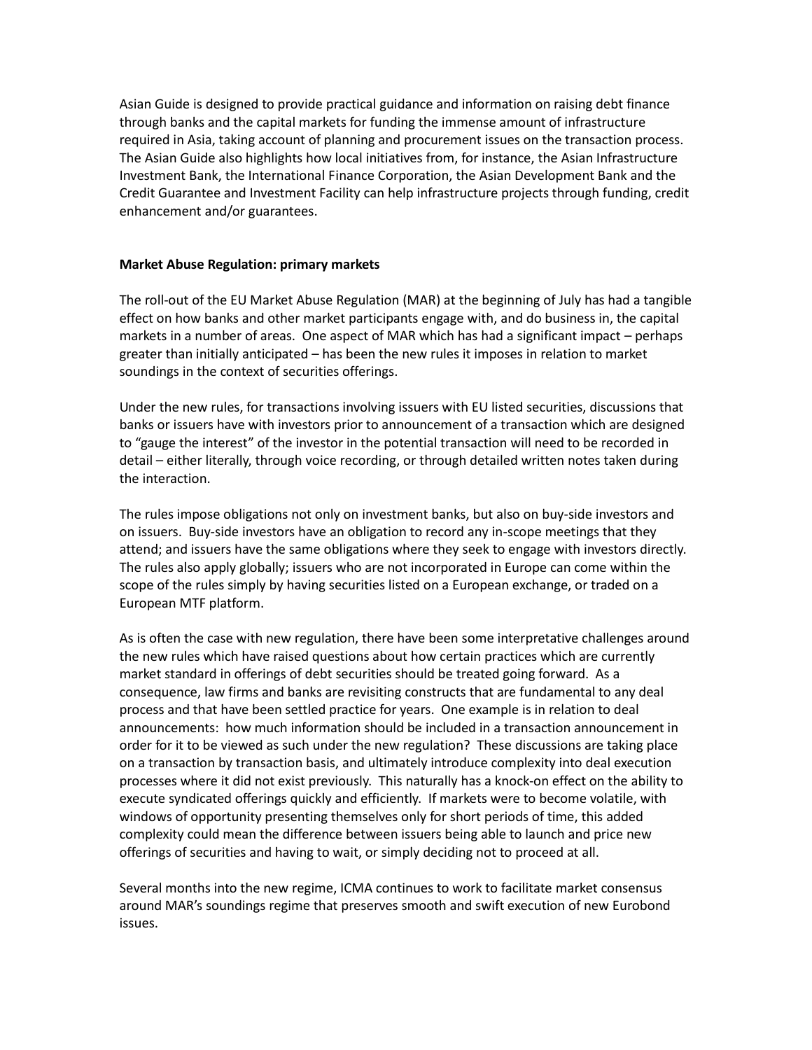Asian Guide is designed to provide practical guidance and information on raising debt finance through banks and the capital markets for funding the immense amount of infrastructure required in Asia, taking account of planning and procurement issues on the transaction process. The Asian Guide also highlights how local initiatives from, for instance, the Asian Infrastructure Investment Bank, the International Finance Corporation, the Asian Development Bank and the Credit Guarantee and Investment Facility can help infrastructure projects through funding, credit enhancement and/or guarantees.

**Market Abuse Regulation: primary markets**

The roll-out of the EU Market Abuse Regulation (MAR) at the beginning of July has had a tangible effect on how banks and other market participants engage with, and do business in, the capital markets in a number of areas. One aspect of MAR which has had a significant impact – perhaps greater than initially anticipated – has been the new rules it imposes in relation to market soundings in the context of securities offerings.

Under the new rules, for transactions involving issuers with EU listed securities, discussions that banks or issuers have with investors prior to announcement of a transaction which are designed to "gauge the interest" of the investor in the potential transaction will need to be recorded in detail – either literally, through voice recording, or through detailed written notes taken during the interaction.

The rules impose obligations not only on investment banks, but also on buy-side investors and on issuers. Buy-side investors have an obligation to record any in-scope meetings that they attend; and issuers have the same obligations where they seek to engage with investors directly. The rules also apply globally; issuers who are not incorporated in Europe can come within the scope of the rules simply by having securities listed on a European exchange, or traded on a European MTF platform.

As is often the case with new regulation, there have been some interpretative challenges around the new rules which have raised questions about how certain practices which are currently market standard in offerings of debt securities should be treated going forward. As a consequence, law firms and banks are revisiting constructs that are fundamental to any deal process and that have been settled practice for years. One example is in relation to deal announcements: how much information should be included in a transaction announcement in order for it to be viewed as such under the new regulation? These discussions are taking place on a transaction by transaction basis, and ultimately introduce complexity into deal execution processes where it did not exist previously. This naturally has a knock-on effect on the ability to execute syndicated offerings quickly and efficiently. If markets were to become volatile, with windows of opportunity presenting themselves only for short periods of time, this added complexity could mean the difference between issuers being able to launch and price new offerings of securities and having to wait, or simply deciding not to proceed at all.

Several months into the new regime, ICMA continues to work to facilitate market consensus around MAR's soundings regime that preserves smooth and swift execution of new Eurobond issues.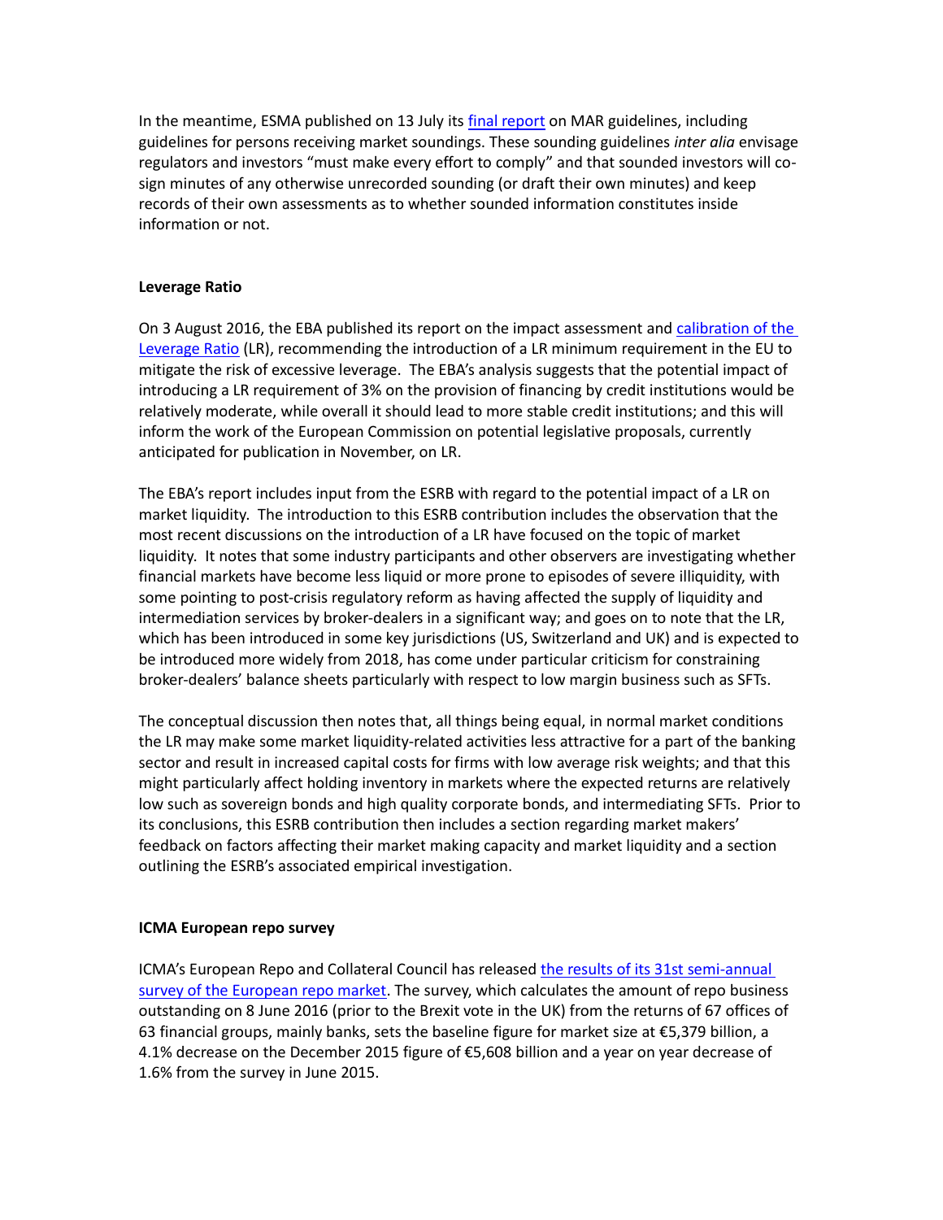In the meantime, ESMA published on 13 July its final report on MAR guidelines, including guidelines for persons receiving market soundings. These sounding guidelines *inter alia* envisage regulators and investors "must make every effort to comply" and that sounded investors will co-sign minutes of any otherwise unrecorded sounding (or draft their own minutes) and keep records of their own assessments as to whether sounded information constitutes inside information or not.

**Leverage Ratio**

On 3 August 2016, the EBA published its report on the impact assessment and calibration of the Leverage Ratio (LR), recommending the introduction of a LR minimum requirement in the EU to mitigate the risk of excessive leverage. The EBA's analysis suggests that the potential impact of introducing a LR requirement of 3% on the provision of financing by credit institutions would be relatively moderate, while overall it should lead to more stable credit institutions; and this will inform the work of the European Commission on potential legislative proposals, currently anticipated for publication in November, on LR.

The EBA's report includes input from the ESRB with regard to the potential impact of a LR on market liquidity. The introduction to this ESRB contribution includes the observation that the most recent discussions on the introduction of a LR have focused on the topic of market liquidity. It notes that some industry participants and other observers are investigating whether financial markets have become less liquid or more prone to episodes of severe illiquidity, with some pointing to post-crisis regulatory reform as having affected the supply of liquidity and intermediation services by broker-dealers in a significant way; and goes on to note that the LR, which has been introduced in some key jurisdictions (US, Switzerland and UK) and is expected to be introduced more widely from 2018, has come under particular criticism for constraining broker-dealers' balance sheets particularly with respect to low margin business such as SFTs.

The conceptual discussion then notes that, all things being equal, in normal market conditions the LR may make some market liquidity-related activities less attractive for a part of the banking sector and result in increased capital costs for firms with low average risk weights; and that this might particularly affect holding inventory in markets where the expected returns are relatively low such as sovereign bonds and high quality corporate bonds, and intermediating SFTs. Prior to its conclusions, this ESRB contribution then includes a section regarding market makers' feedback on factors affecting their market making capacity and market liquidity and a section outlining the ESRB's associated empirical investigation.

**ICMA European repo survey**

ICMA's European Repo and Collateral Council has released the results of its 31st semi-annual survey of the European repo market. The survey, which calculates the amount of repo business outstanding on 8 June 2016 (prior to the Brexit vote in the UK) from the returns of 67 offices of 63 financial groups, mainly banks, sets the baseline figure for market size at €5,379 billion, a 4.1% decrease on the December 2015 figure of €5,608 billion and a year on year decrease of 1.6% from the survey in June 2015.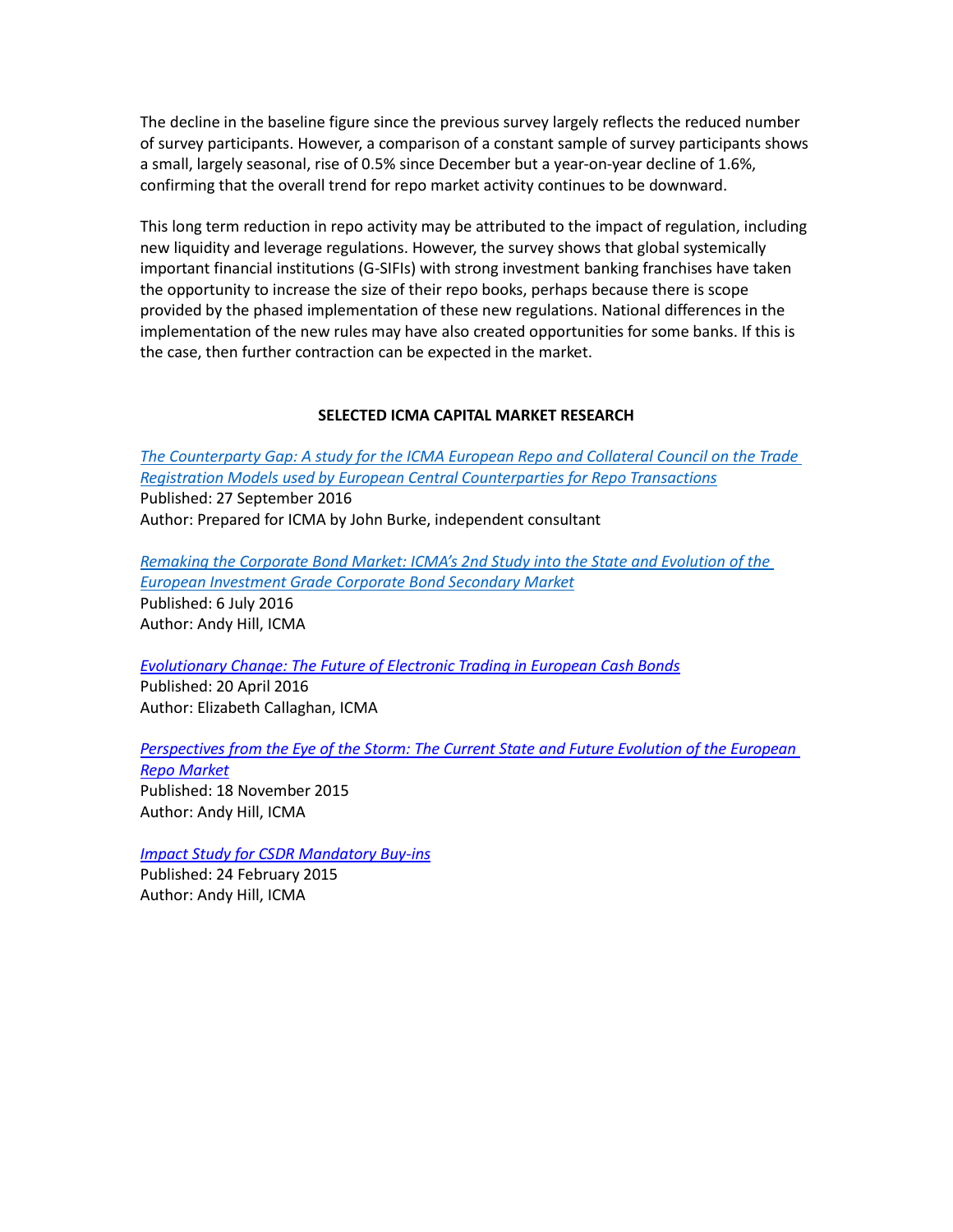The decline in the baseline figure since the previous survey largely reflects the reduced number of survey participants. However, a comparison of a constant sample of survey participants shows a small, largely seasonal, rise of 0.5% since December but a year-on-year decline of 1.6%, confirming that the overall trend for repo market activity continues to be downward.

This long term reduction in repo activity may be attributed to the impact of regulation, including new liquidity and leverage regulations. However, the survey shows that global systemically important financial institutions (G-SIFIs) with strong investment banking franchises have taken the opportunity to increase the size of their repo books, perhaps because there is scope provided by the phased implementation of these new regulations. National differences in the implementation of the new rules may have also created opportunities for some banks. If this is the case, then further contraction can be expected in the market.

**SELECTED ICMA CAPITAL MARKET RESEARCH**

*The Counterparty Gap: A study for the ICMA European Repo and Collateral Council on the Trade Registration Models used by European Central Counterparties for Repo Transactions*
Published: 27 September 2016
Author: Prepared for ICMA by John Burke, independent consultant

*Remaking the Corporate Bond Market: ICMA's 2nd Study into the State and Evolution of the European Investment Grade Corporate Bond Secondary Market*
Published: 6 July 2016
Author: Andy Hill, ICMA

*Evolutionary Change: The Future of Electronic Trading in European Cash Bonds*
Published: 20 April 2016
Author: Elizabeth Callaghan, ICMA

*Perspectives from the Eye of the Storm: The Current State and Future Evolution of the European Repo Market*
Published: 18 November 2015
Author: Andy Hill, ICMA

*Impact Study for CSDR Mandatory Buy-ins*
Published: 24 February 2015
Author: Andy Hill, ICMA